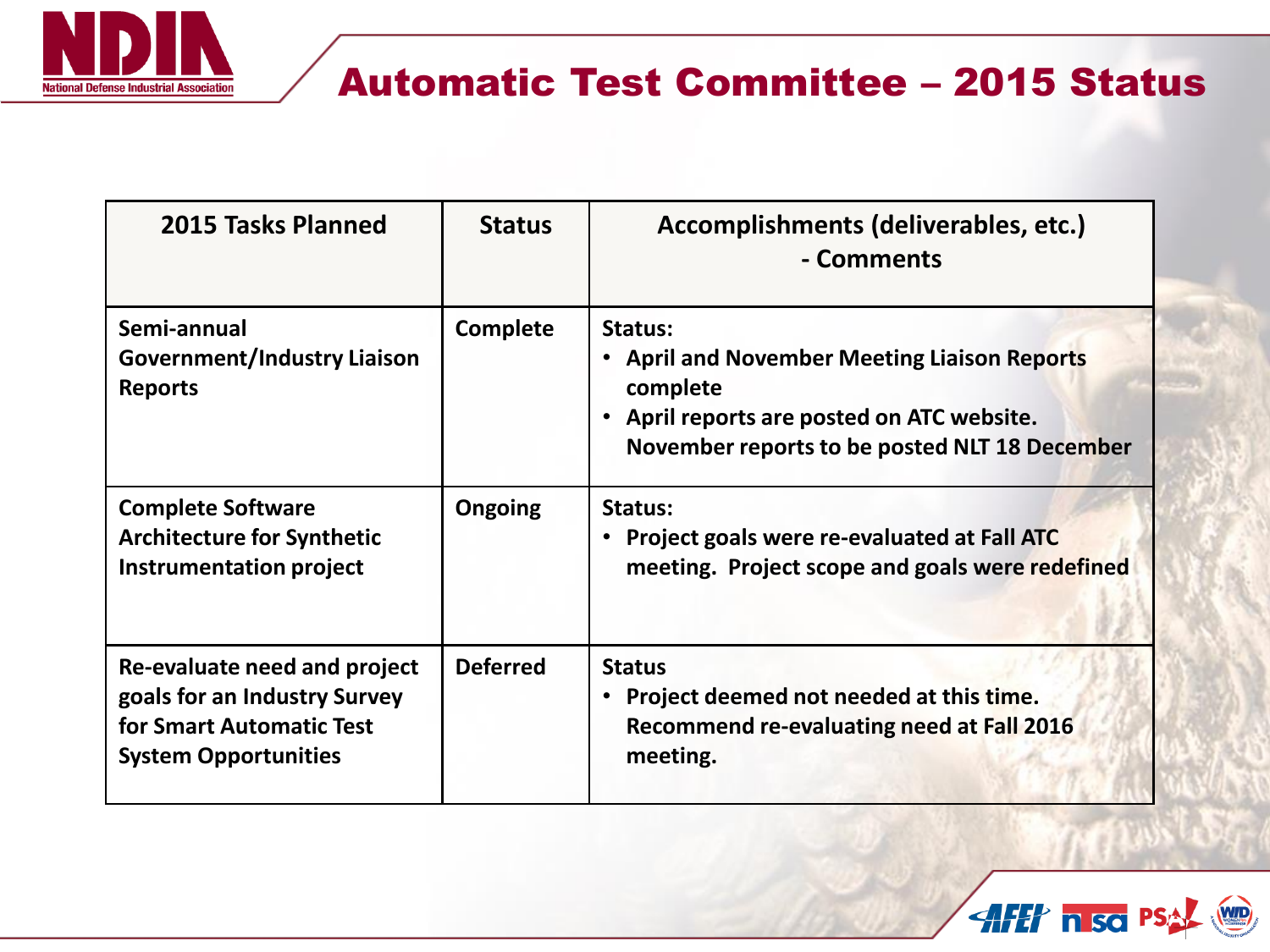# Automatic Test Committee – 2015 Status

| 2015 Tasks Planned | Status | Accomplishments (deliverables, etc.) - Comments |
|---|---|---|
| Semi-annual Government/Industry Liaison Reports | Complete | Status:<br>• April and November Meeting Liaison Reports complete<br>• April reports are posted on ATC website. November reports to be posted NLT 18 December |
| Complete Software Architecture for Synthetic Instrumentation project | Ongoing | Status:<br>• Project goals were re-evaluated at Fall ATC meeting. Project scope and goals were redefined |
| Re-evaluate need and project goals for an Industry Survey for Smart Automatic Test System Opportunities | Deferred | Status<br>• Project deemed not needed at this time. Recommend re-evaluating need at Fall 2016 meeting. |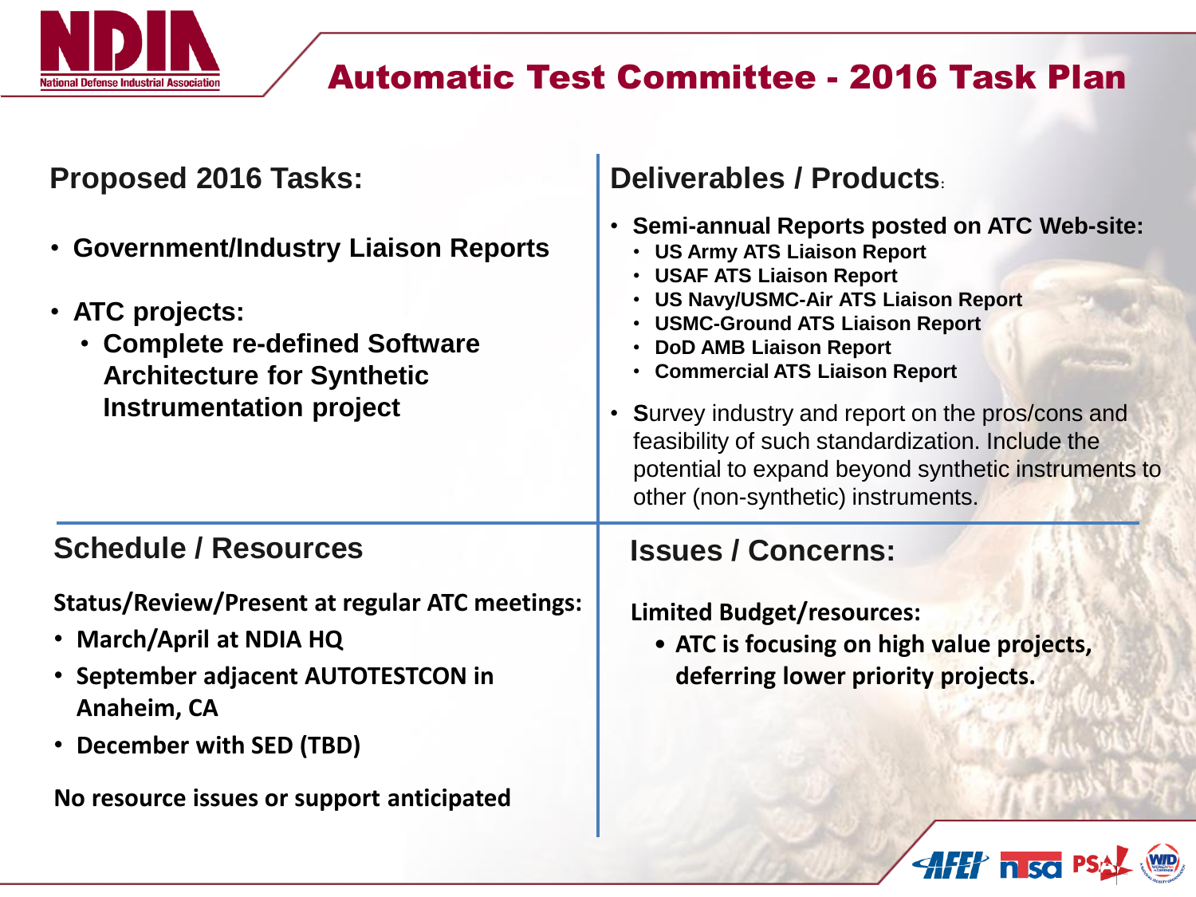# Automatic Test Committee - 2016 Task Plan

## Proposed 2016 Tasks:

- **Government/Industry Liaison Reports**
- **ATC projects:**
  - **Complete re-defined Software Architecture for Synthetic Instrumentation project**

## Deliverables / Products:

- **Semi-annual Reports posted on ATC Web-site:**
  - **US Army ATS Liaison Report**
  - **USAF ATS Liaison Report**
  - **US Navy/USMC-Air ATS Liaison Report**
  - **USMC-Ground ATS Liaison Report**
  - **DoD AMB Liaison Report**
  - **Commercial ATS Liaison Report**
- **S**urvey industry and report on the pros/cons and feasibility of such standardization. Include the potential to expand beyond synthetic instruments to other (non-synthetic) instruments.

## Schedule / Resources

**Status/Review/Present at regular ATC meetings:**

- **March/April at NDIA HQ**
- **September adjacent AUTOTESTCON in Anaheim, CA**
- **December with SED (TBD)**

**No resource issues or support anticipated**

## Issues / Concerns:

**Limited Budget/resources:**

- **ATC is focusing on high value projects, deferring lower priority projects.**